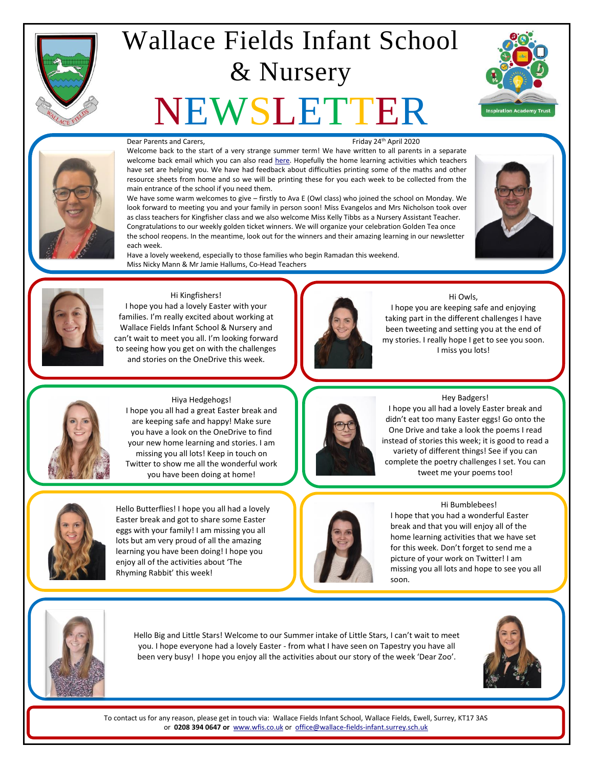# Wallace Fields Infant School & Nursery

# NEWSLETTER

Inspiration Academy Trust

Dear Parents and Carers,

Friday 24th April 2020

Welcome back to the start of a very strange summer term! We have written to all parents in a separate welcome back email which you can also read here. Hopefully the home learning activities which teachers have set are helping you. We have had feedback about difficulties printing some of the maths and other resource sheets from home and so we will be printing these for you each week to be collected from the main entrance of the school if you need them.

We have some warm welcomes to give – firstly to Ava E (Owl class) who joined the school on Monday. We look forward to meeting you and your family in person soon! Miss Evangelos and Mrs Nicholson took over as class teachers for Kingfisher class and we also welcome Miss Kelly Tibbs as a Nursery Assistant Teacher. Congratulations to our weekly golden ticket winners. We will organize your celebration Golden Tea once the school reopens. In the meantime, look out for the winners and their amazing learning in our newsletter each week.

Have a lovely weekend, especially to those families who begin Ramadan this weekend.

Miss Nicky Mann & Mr Jamie Hallums, Co-Head Teachers

Hi Kingfishers!
I hope you had a lovely Easter with your families. I'm really excited about working at Wallace Fields Infant School & Nursery and can't wait to meet you all. I'm looking forward to seeing how you get on with the challenges and stories on the OneDrive this week.

Hi Owls,
I hope you are keeping safe and enjoying taking part in the different challenges I have been tweeting and setting you at the end of my stories. I really hope I get to see you soon. I miss you lots!

Hiya Hedgehogs!
I hope you all had a great Easter break and are keeping safe and happy! Make sure you have a look on the OneDrive to find your new home learning and stories. I am missing you all lots! Keep in touch on Twitter to show me all the wonderful work you have been doing at home!

Hey Badgers!
I hope you all had a lovely Easter break and didn't eat too many Easter eggs! Go onto the One Drive and take a look the poems I read instead of stories this week; it is good to read a variety of different things! See if you can complete the poetry challenges I set. You can tweet me your poems too!

Hello Butterflies! I hope you all had a lovely Easter break and got to share some Easter eggs with your family! I am missing you all lots but am very proud of all the amazing learning you have been doing! I hope you enjoy all of the activities about 'The Rhyming Rabbit' this week!

Hi Bumblebees!
I hope that you had a wonderful Easter break and that you will enjoy all of the home learning activities that we have set for this week. Don't forget to send me a picture of your work on Twitter! I am missing you all lots and hope to see you all soon.

Hello Big and Little Stars! Welcome to our Summer intake of Little Stars, I can't wait to meet you. I hope everyone had a lovely Easter - from what I have seen on Tapestry you have all been very busy! I hope you enjoy all the activities about our story of the week 'Dear Zoo'.

To contact us for any reason, please get in touch via: Wallace Fields Infant School, Wallace Fields, Ewell, Surrey, KT17 3AS or **0208 394 0647 or** www.wfis.co.uk or office@wallace-fields-infant.surrey.sch.uk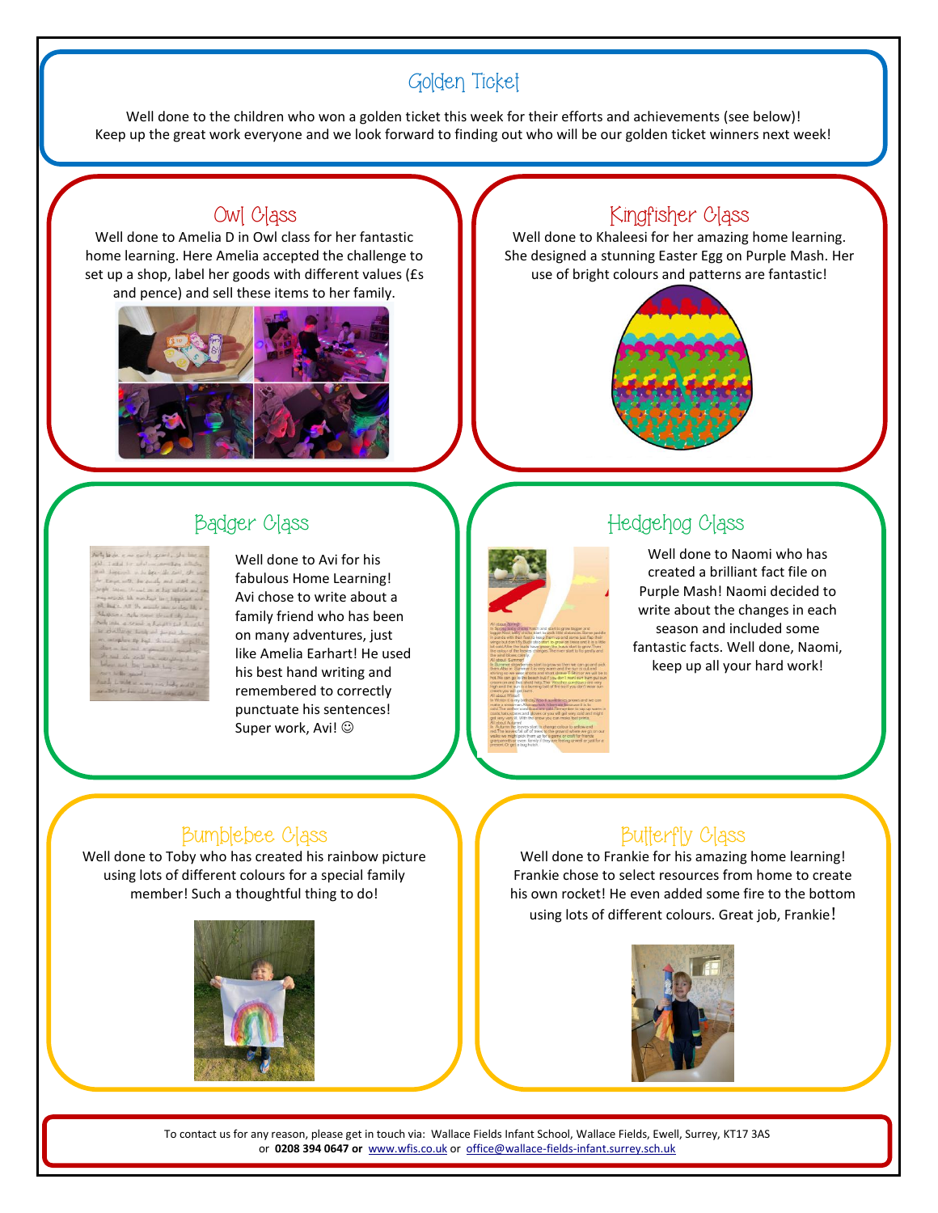## Golden Ticket

Well done to the children who won a golden ticket this week for their efforts and achievements (see below)!
Keep up the great work everyone and we look forward to finding out who will be our golden ticket winners next week!

### Owl Class

Well done to Amelia D in Owl class for her fantastic home learning. Here Amelia accepted the challenge to set up a shop, label her goods with different values (£s and pence) and sell these items to her family.

### Kingfisher Class

Well done to Khaleesi for her amazing home learning. She designed a stunning Easter Egg on Purple Mash. Her use of bright colours and patterns are fantastic!

### Badger Class

Well done to Avi for his fabulous Home Learning! Avi chose to write about a family friend who has been on many adventures, just like Amelia Earhart! He used his best hand writing and remembered to correctly punctuate his sentences! Super work, Avi! ☺

### Hedgehog Class

Well done to Naomi who has created a brilliant fact file on Purple Mash! Naomi decided to write about the changes in each season and included some fantastic facts. Well done, Naomi, keep up all your hard work!

### Bumblebee Class

Well done to Toby who has created his rainbow picture using lots of different colours for a special family member! Such a thoughtful thing to do!

### Butterfly Class

Well done to Frankie for his amazing home learning! Frankie chose to select resources from home to create his own rocket! He even added some fire to the bottom using lots of different colours. Great job, Frankie!

To contact us for any reason, please get in touch via: Wallace Fields Infant School, Wallace Fields, Ewell, Surrey, KT17 3AS
or **0208 394 0647 or** www.wfis.co.uk or office@wallace-fields-infant.surrey.sch.uk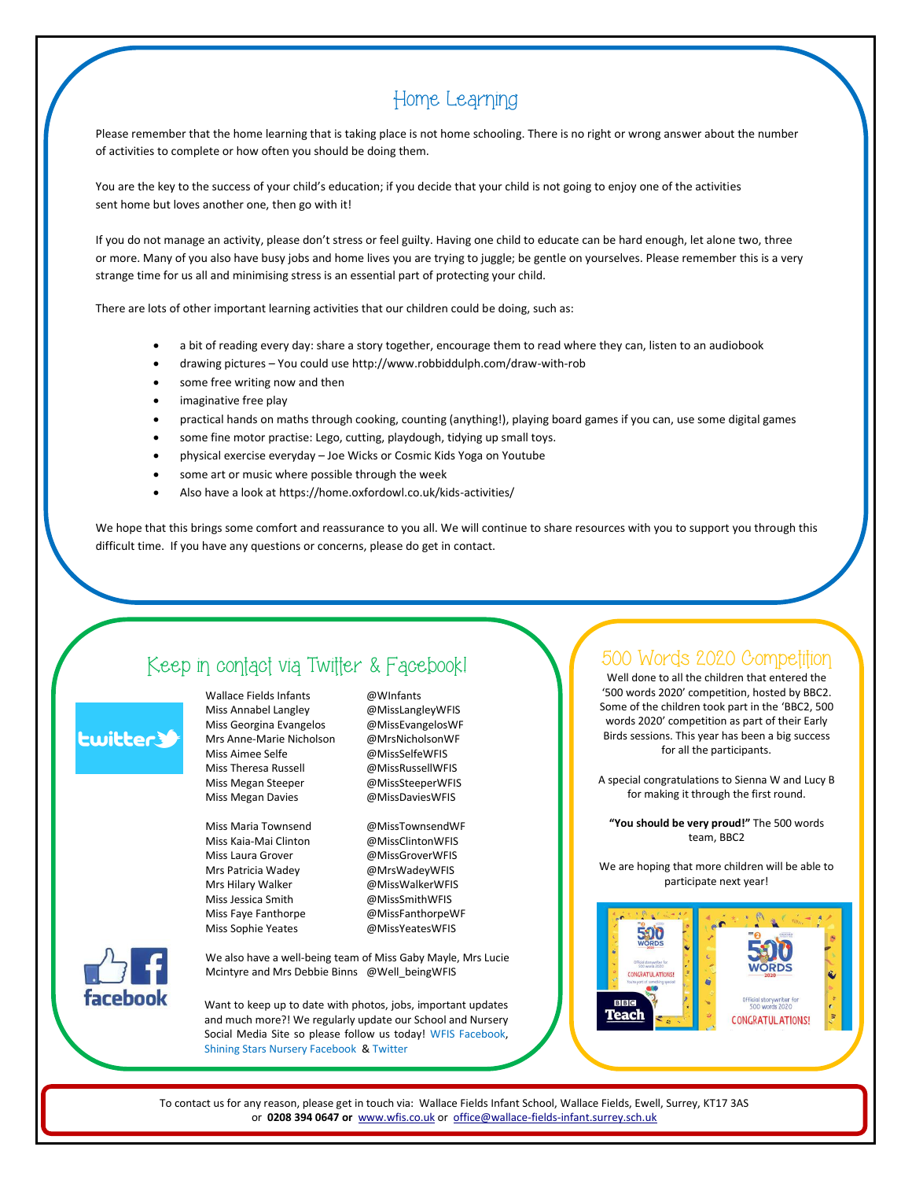## Home Learning

Please remember that the home learning that is taking place is not home schooling. There is no right or wrong answer about the number of activities to complete or how often you should be doing them.

You are the key to the success of your child's education; if you decide that your child is not going to enjoy one of the activities sent home but loves another one, then go with it!

If you do not manage an activity, please don't stress or feel guilty. Having one child to educate can be hard enough, let alone two, three or more. Many of you also have busy jobs and home lives you are trying to juggle; be gentle on yourselves. Please remember this is a very strange time for us all and minimising stress is an essential part of protecting your child.

There are lots of other important learning activities that our children could be doing, such as:

- a bit of reading every day: share a story together, encourage them to read where they can, listen to an audiobook
- drawing pictures – You could use http://www.robbiddulph.com/draw-with-rob
- some free writing now and then
- imaginative free play
- practical hands on maths through cooking, counting (anything!), playing board games if you can, use some digital games
- some fine motor practise: Lego, cutting, playdough, tidying up small toys.
- physical exercise everyday – Joe Wicks or Cosmic Kids Yoga on Youtube
- some art or music where possible through the week
- Also have a look at https://home.oxfordowl.co.uk/kids-activities/

We hope that this brings some comfort and reassurance to you all. We will continue to share resources with you to support you through this difficult time. If you have any questions or concerns, please do get in contact.

## Keep in contact via Twitter & Facebook!

| | |
|---|---|
| Wallace Fields Infants | @WInfants |
| Miss Annabel Langley | @MissLangleyWFIS |
| Miss Georgina Evangelos | @MissEvangelosWF |
| Mrs Anne-Marie Nicholson | @MrsNicholsonWF |
| Miss Aimee Selfe | @MissSelfeWFIS |
| Miss Theresa Russell | @MissRussellWFIS |
| Miss Megan Steeper | @MissSteeperWFIS |
| Miss Megan Davies | @MissDaviesWFIS |
| Miss Maria Townsend | @MissTownsendWF |
| Miss Kaia-Mai Clinton | @MissClintonWFIS |
| Miss Laura Grover | @MissGroverWFIS |
| Mrs Patricia Wadey | @MrsWadeyWFIS |
| Mrs Hilary Walker | @MissWalkerWFIS |
| Miss Jessica Smith | @MissSmithWFIS |
| Miss Faye Fanthorpe | @MissFanthorpeWF |
| Miss Sophie Yeates | @MissYeatesWFIS |

We also have a well-being team of Miss Gaby Mayle, Mrs Lucie Mcintyre and Mrs Debbie Binns @Well_beingWFIS

Want to keep up to date with photos, jobs, important updates and much more?! We regularly update our School and Nursery Social Media Site so please follow us today! WFIS Facebook, Shining Stars Nursery Facebook & Twitter

## 500 Words 2020 Competition

Well done to all the children that entered the '500 words 2020' competition, hosted by BBC2. Some of the children took part in the 'BBC2, 500 words 2020' competition as part of their Early Birds sessions. This year has been a big success for all the participants.

A special congratulations to Sienna W and Lucy B for making it through the first round.

**"You should be very proud!"** The 500 words team, BBC2

We are hoping that more children will be able to participate next year!

To contact us for any reason, please get in touch via: Wallace Fields Infant School, Wallace Fields, Ewell, Surrey, KT17 3AS or **0208 394 0647 or** www.wfis.co.uk or office@wallace-fields-infant.surrey.sch.uk